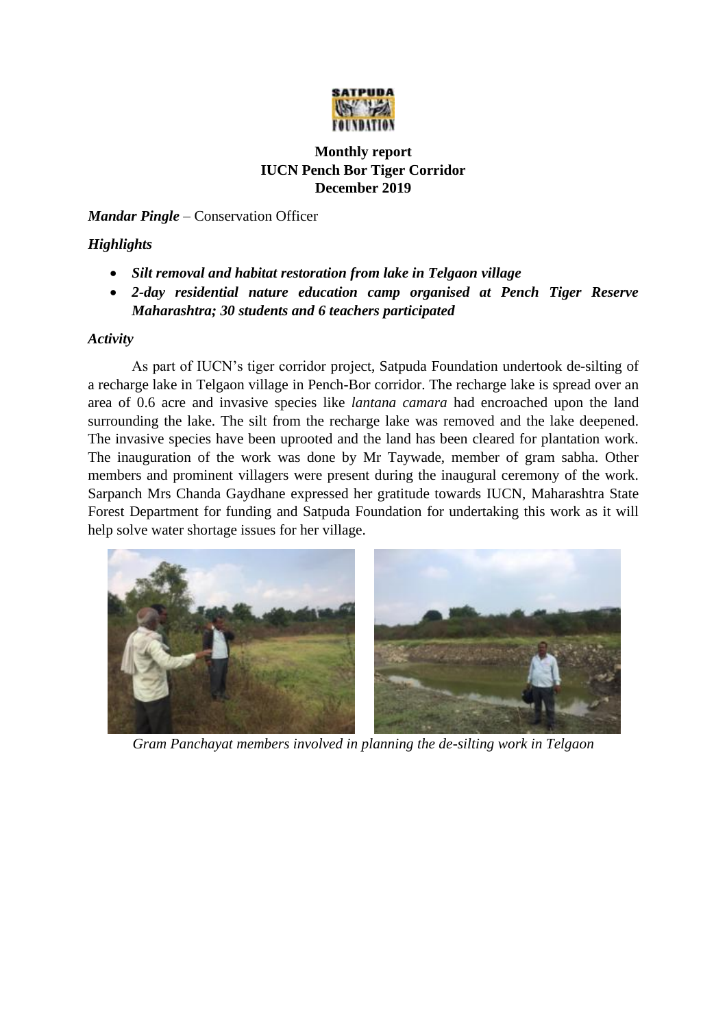**Monthly report**
**IUCN Pench Bor Tiger Corridor**
**December 2019**

***Mandar Pingle*** – Conservation Officer

***Highlights***

- ***Silt removal and habitat restoration from lake in Telgaon village***
- ***2-day residential nature education camp organised at Pench Tiger Reserve Maharashtra; 30 students and 6 teachers participated***

***Activity***

As part of IUCN's tiger corridor project, Satpuda Foundation undertook de-silting of a recharge lake in Telgaon village in Pench-Bor corridor. The recharge lake is spread over an area of 0.6 acre and invasive species like *lantana camara* had encroached upon the land surrounding the lake. The silt from the recharge lake was removed and the lake deepened. The invasive species have been uprooted and the land has been cleared for plantation work. The inauguration of the work was done by Mr Taywade, member of gram sabha. Other members and prominent villagers were present during the inaugural ceremony of the work. Sarpanch Mrs Chanda Gaydhane expressed her gratitude towards IUCN, Maharashtra State Forest Department for funding and Satpuda Foundation for undertaking this work as it will help solve water shortage issues for her village.

*Gram Panchayat members involved in planning the de-silting work in Telgaon*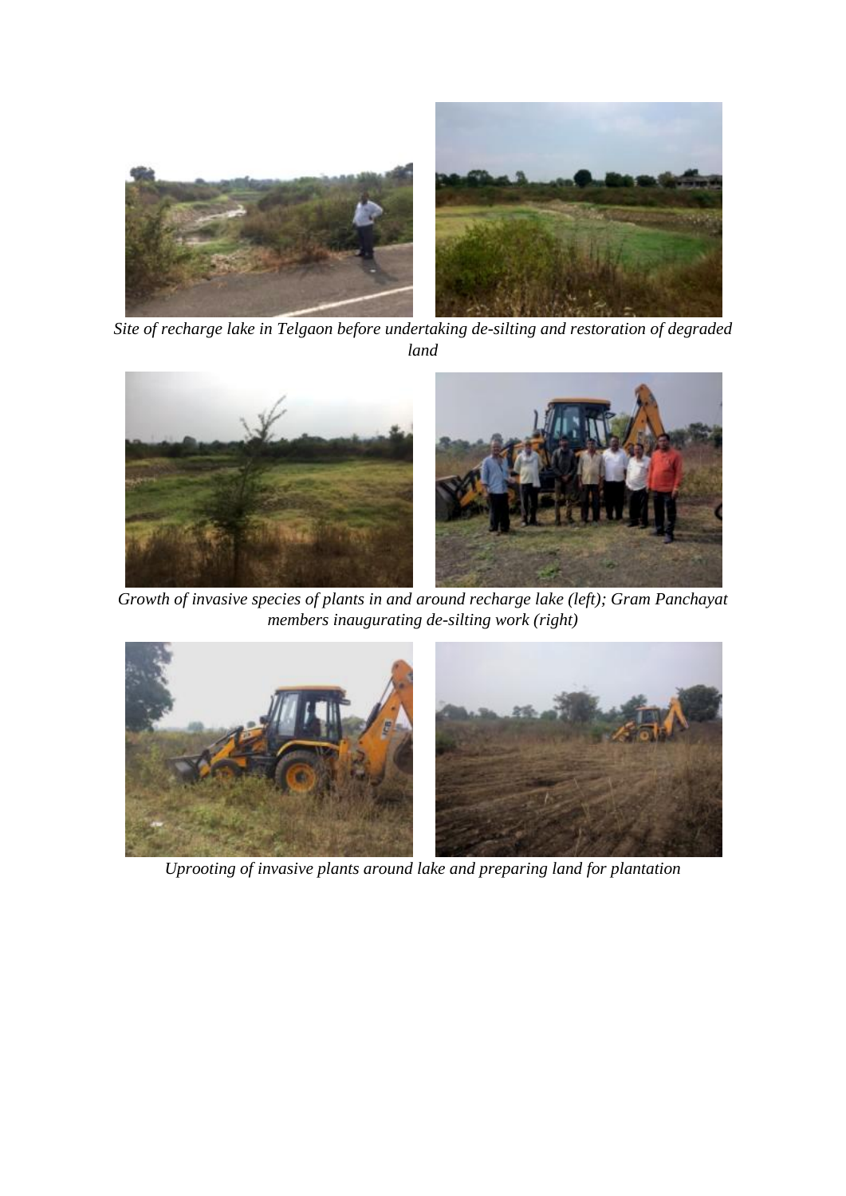*Site of recharge lake in Telgaon before undertaking de-silting and restoration of degraded land*

*Growth of invasive species of plants in and around recharge lake (left); Gram Panchayat members inaugurating de-silting work (right)*

*Uprooting of invasive plants around lake and preparing land for plantation*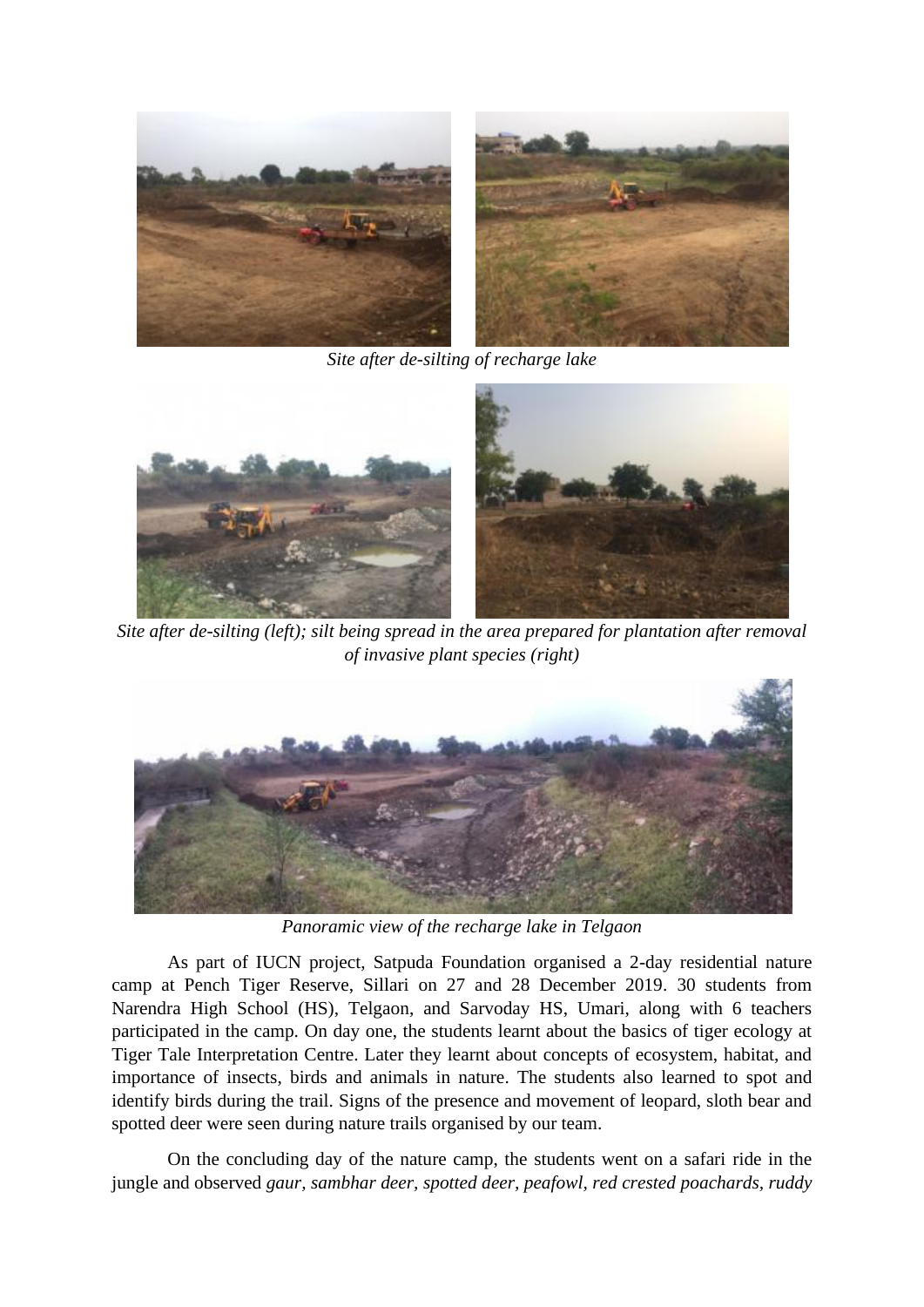*Site after de-silting of recharge lake*

*Site after de-silting (left); silt being spread in the area prepared for plantation after removal of invasive plant species (right)*

*Panoramic view of the recharge lake in Telgaon*

As part of IUCN project, Satpuda Foundation organised a 2-day residential nature camp at Pench Tiger Reserve, Sillari on 27 and 28 December 2019. 30 students from Narendra High School (HS), Telgaon, and Sarvoday HS, Umari, along with 6 teachers participated in the camp. On day one, the students learnt about the basics of tiger ecology at Tiger Tale Interpretation Centre. Later they learnt about concepts of ecosystem, habitat, and importance of insects, birds and animals in nature. The students also learned to spot and identify birds during the trail. Signs of the presence and movement of leopard, sloth bear and spotted deer were seen during nature trails organised by our team.

On the concluding day of the nature camp, the students went on a safari ride in the jungle and observed *gaur, sambhar deer, spotted deer, peafowl, red crested poachards, ruddy*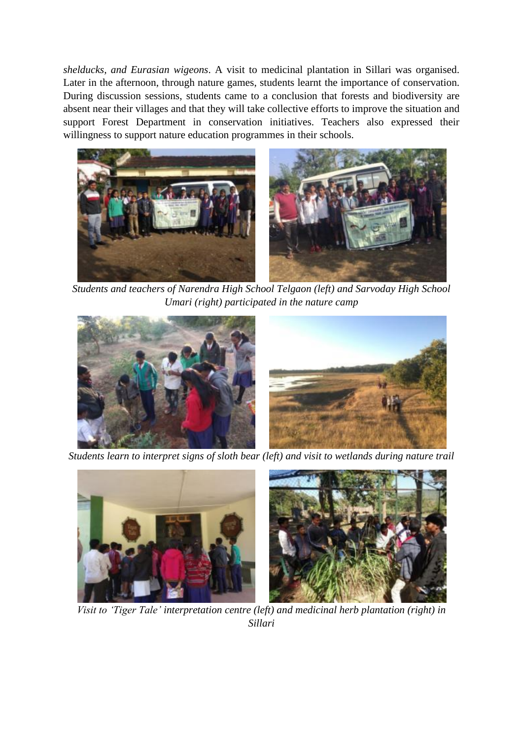*shelducks, and Eurasian wigeons*. A visit to medicinal plantation in Sillari was organised. Later in the afternoon, through nature games, students learnt the importance of conservation. During discussion sessions, students came to a conclusion that forests and biodiversity are absent near their villages and that they will take collective efforts to improve the situation and support Forest Department in conservation initiatives. Teachers also expressed their willingness to support nature education programmes in their schools.

*Students and teachers of Narendra High School Telgaon (left) and Sarvoday High School Umari (right) participated in the nature camp*

*Students learn to interpret signs of sloth bear (left) and visit to wetlands during nature trail*

*Visit to 'Tiger Tale' interpretation centre (left) and medicinal herb plantation (right) in Sillari*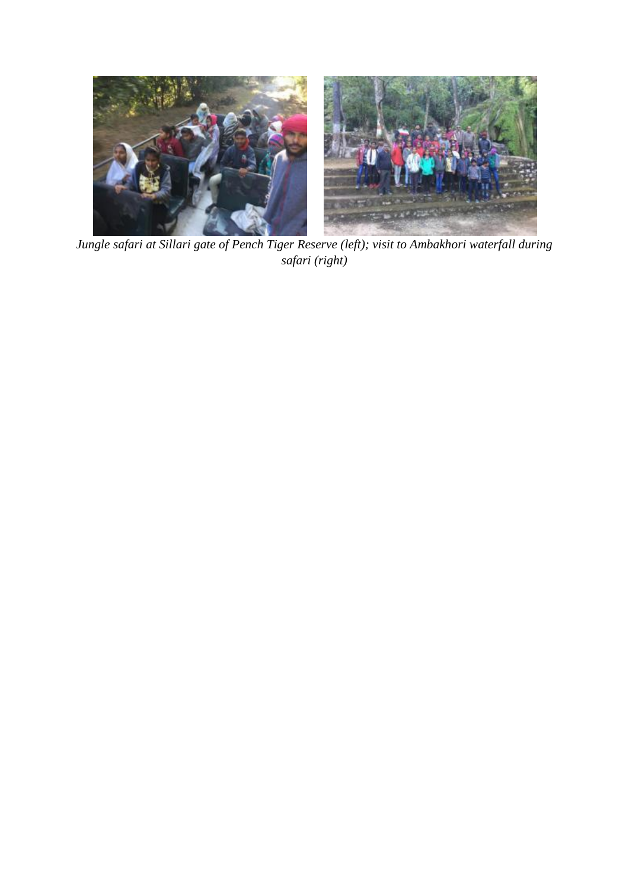*Jungle safari at Sillari gate of Pench Tiger Reserve (left); visit to Ambakhori waterfall during safari (right)*